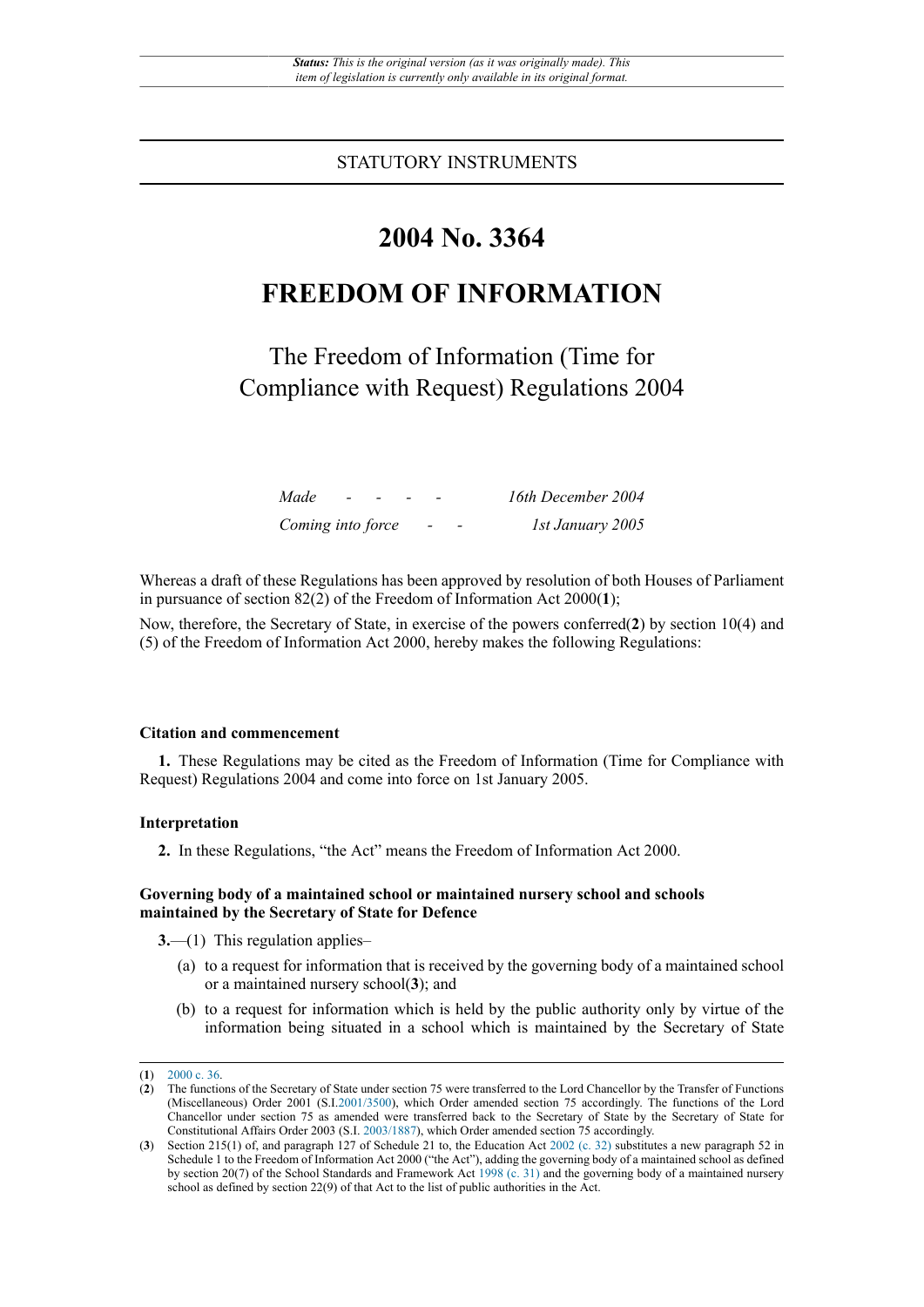*Status: This is the original version (as it was originally made). This item of legislation is currently only available in its original format.*

STATUTORY INSTRUMENTS

# 2004 No. 3364

# FREEDOM OF INFORMATION

## The Freedom of Information (Time for Compliance with Request) Regulations 2004

| | |
|---|---|
| *Made - - - -* | *16th December 2004* |
| *Coming into force - -* | *1st January 2005* |

Whereas a draft of these Regulations has been approved by resolution of both Houses of Parliament in pursuance of section 82(2) of the Freedom of Information Act 2000([1]);

Now, therefore, the Secretary of State, in exercise of the powers conferred([2]) by section 10(4) and (5) of the Freedom of Information Act 2000, hereby makes the following Regulations:

### Citation and commencement

**1.** These Regulations may be cited as the Freedom of Information (Time for Compliance with Request) Regulations 2004 and come into force on 1st January 2005.

### Interpretation

**2.** In these Regulations, "the Act" means the Freedom of Information Act 2000.

### Governing body of a maintained school or maintained nursery school and schools maintained by the Secretary of State for Defence

**3.**—(1) This regulation applies–

(a) to a request for information that is received by the governing body of a maintained school or a maintained nursery school([3]); and

(b) to a request for information which is held by the public authority only by virtue of the information being situated in a school which is maintained by the Secretary of State

---

([1]) 2000 c. 36.

([2]) The functions of the Secretary of State under section 75 were transferred to the Lord Chancellor by the Transfer of Functions (Miscellaneous) Order 2001 (S.I.2001/3500), which Order amended section 75 accordingly. The functions of the Lord Chancellor under section 75 as amended were transferred back to the Secretary of State by the Secretary of State for Constitutional Affairs Order 2003 (S.I. 2003/1887), which Order amended section 75 accordingly.

([3]) Section 215(1) of, and paragraph 127 of Schedule 21 to, the Education Act 2002 (c. 32) substitutes a new paragraph 52 in Schedule 1 to the Freedom of Information Act 2000 ("the Act"), adding the governing body of a maintained school as defined by section 20(7) of the School Standards and Framework Act 1998 (c. 31) and the governing body of a maintained nursery school as defined by section 22(9) of that Act to the list of public authorities in the Act.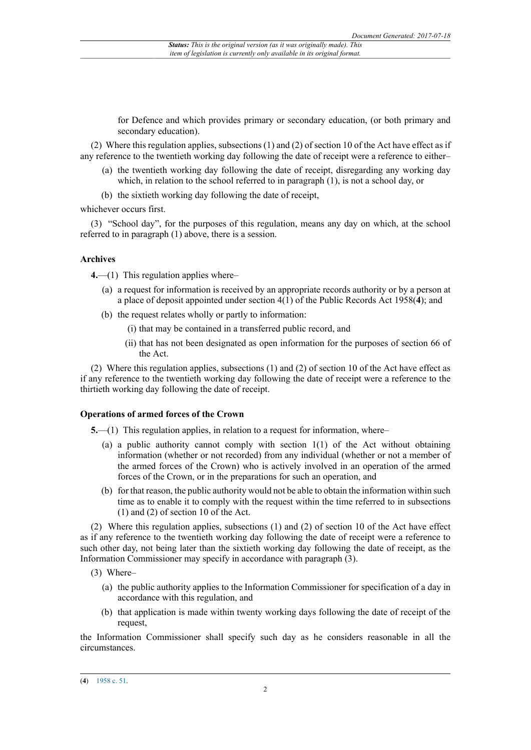for Defence and which provides primary or secondary education, (or both primary and secondary education).

(2) Where this regulation applies, subsections (1) and (2) of section 10 of the Act have effect as if any reference to the twentieth working day following the date of receipt were a reference to either–

(a) the twentieth working day following the date of receipt, disregarding any working day which, in relation to the school referred to in paragraph (1), is not a school day, or

(b) the sixtieth working day following the date of receipt,

whichever occurs first.

(3) "School day", for the purposes of this regulation, means any day on which, at the school referred to in paragraph (1) above, there is a session.

### Archives

**4.**—(1) This regulation applies where–

(a) a request for information is received by an appropriate records authority or by a person at a place of deposit appointed under section 4(1) of the Public Records Act 1958(**4**); and

(b) the request relates wholly or partly to information:

(i) that may be contained in a transferred public record, and

(ii) that has not been designated as open information for the purposes of section 66 of the Act.

(2) Where this regulation applies, subsections (1) and (2) of section 10 of the Act have effect as if any reference to the twentieth working day following the date of receipt were a reference to the thirtieth working day following the date of receipt.

### Operations of armed forces of the Crown

**5.**—(1) This regulation applies, in relation to a request for information, where–

(a) a public authority cannot comply with section 1(1) of the Act without obtaining information (whether or not recorded) from any individual (whether or not a member of the armed forces of the Crown) who is actively involved in an operation of the armed forces of the Crown, or in the preparations for such an operation, and

(b) for that reason, the public authority would not be able to obtain the information within such time as to enable it to comply with the request within the time referred to in subsections (1) and (2) of section 10 of the Act.

(2) Where this regulation applies, subsections (1) and (2) of section 10 of the Act have effect as if any reference to the twentieth working day following the date of receipt were a reference to such other day, not being later than the sixtieth working day following the date of receipt, as the Information Commissioner may specify in accordance with paragraph (3).

(3) Where–

(a) the public authority applies to the Information Commissioner for specification of a day in accordance with this regulation, and

(b) that application is made within twenty working days following the date of receipt of the request,

the Information Commissioner shall specify such day as he considers reasonable in all the circumstances.

---

(**4**) 1958 c. 51.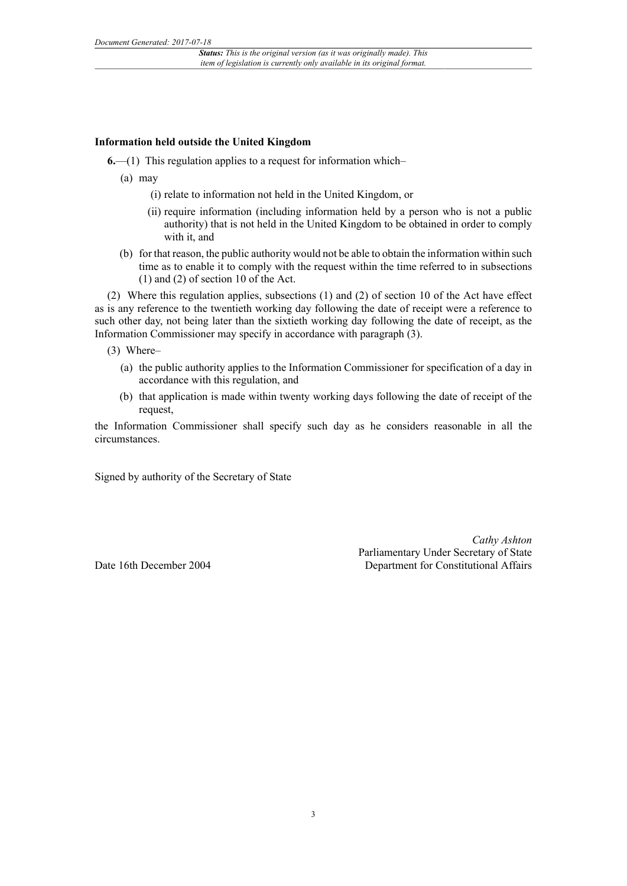**Information held outside the United Kingdom**

**6.**—(1) This regulation applies to a request for information which–

(a) may

(i) relate to information not held in the United Kingdom, or

(ii) require information (including information held by a person who is not a public authority) that is not held in the United Kingdom to be obtained in order to comply with it, and

(b) for that reason, the public authority would not be able to obtain the information within such time as to enable it to comply with the request within the time referred to in subsections (1) and (2) of section 10 of the Act.

(2) Where this regulation applies, subsections (1) and (2) of section 10 of the Act have effect as is any reference to the twentieth working day following the date of receipt were a reference to such other day, not being later than the sixtieth working day following the date of receipt, as the Information Commissioner may specify in accordance with paragraph (3).

(3) Where–

(a) the public authority applies to the Information Commissioner for specification of a day in accordance with this regulation, and

(b) that application is made within twenty working days following the date of receipt of the request,

the Information Commissioner shall specify such day as he considers reasonable in all the circumstances.

Signed by authority of the Secretary of State

*Cathy Ashton*
Parliamentary Under Secretary of State
Department for Constitutional Affairs

Date 16th December 2004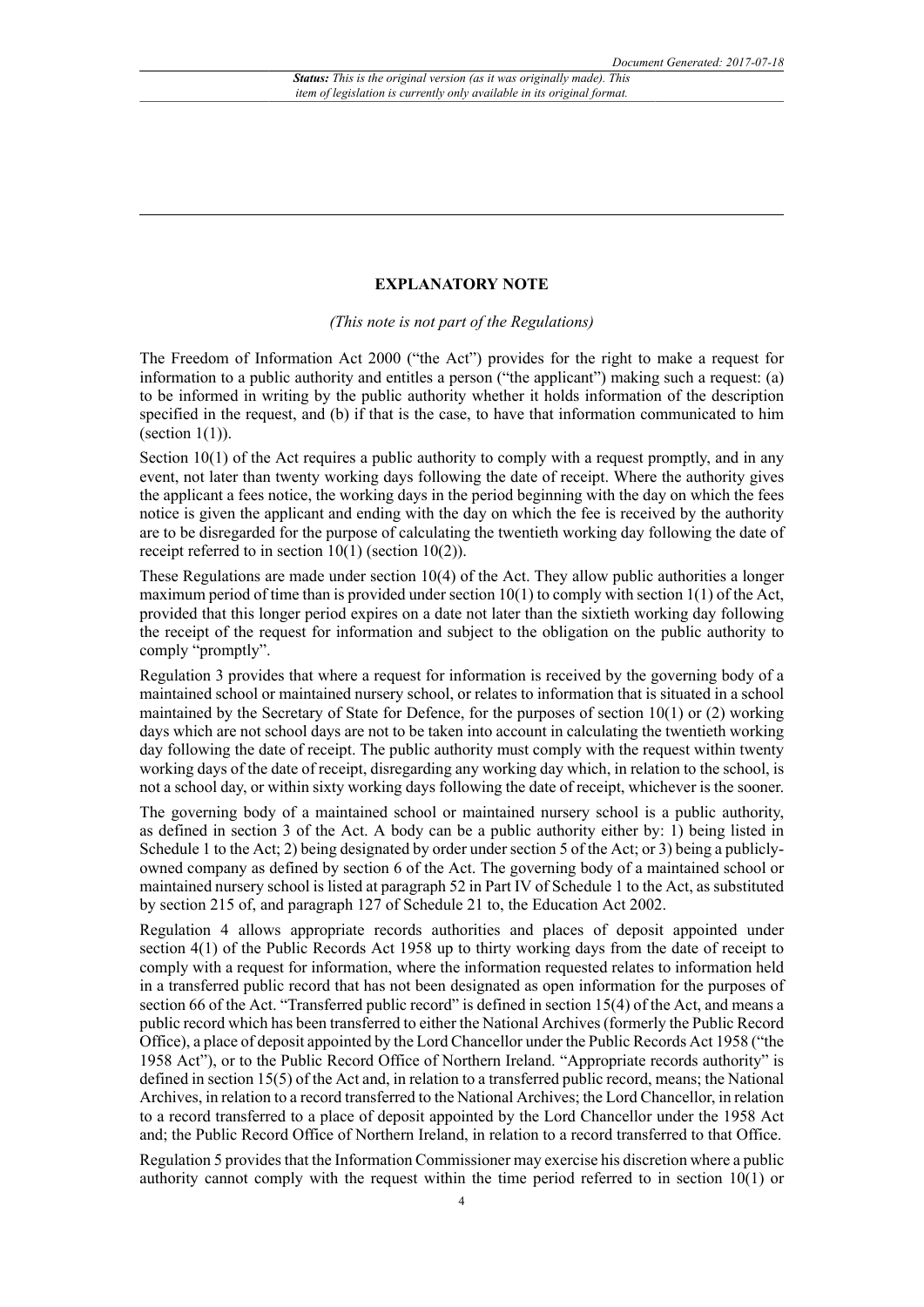## EXPLANATORY NOTE

*(This note is not part of the Regulations)*

The Freedom of Information Act 2000 ("the Act") provides for the right to make a request for information to a public authority and entitles a person ("the applicant") making such a request: (a) to be informed in writing by the public authority whether it holds information of the description specified in the request, and (b) if that is the case, to have that information communicated to him (section 1(1)).

Section 10(1) of the Act requires a public authority to comply with a request promptly, and in any event, not later than twenty working days following the date of receipt. Where the authority gives the applicant a fees notice, the working days in the period beginning with the day on which the fees notice is given the applicant and ending with the day on which the fee is received by the authority are to be disregarded for the purpose of calculating the twentieth working day following the date of receipt referred to in section 10(1) (section 10(2)).

These Regulations are made under section 10(4) of the Act. They allow public authorities a longer maximum period of time than is provided under section 10(1) to comply with section 1(1) of the Act, provided that this longer period expires on a date not later than the sixtieth working day following the receipt of the request for information and subject to the obligation on the public authority to comply "promptly".

Regulation 3 provides that where a request for information is received by the governing body of a maintained school or maintained nursery school, or relates to information that is situated in a school maintained by the Secretary of State for Defence, for the purposes of section 10(1) or (2) working days which are not school days are not to be taken into account in calculating the twentieth working day following the date of receipt. The public authority must comply with the request within twenty working days of the date of receipt, disregarding any working day which, in relation to the school, is not a school day, or within sixty working days following the date of receipt, whichever is the sooner.

The governing body of a maintained school or maintained nursery school is a public authority, as defined in section 3 of the Act. A body can be a public authority either by: 1) being listed in Schedule 1 to the Act; 2) being designated by order under section 5 of the Act; or 3) being a publicly-owned company as defined by section 6 of the Act. The governing body of a maintained school or maintained nursery school is listed at paragraph 52 in Part IV of Schedule 1 to the Act, as substituted by section 215 of, and paragraph 127 of Schedule 21 to, the Education Act 2002.

Regulation 4 allows appropriate records authorities and places of deposit appointed under section 4(1) of the Public Records Act 1958 up to thirty working days from the date of receipt to comply with a request for information, where the information requested relates to information held in a transferred public record that has not been designated as open information for the purposes of section 66 of the Act. "Transferred public record" is defined in section 15(4) of the Act, and means a public record which has been transferred to either the National Archives (formerly the Public Record Office), a place of deposit appointed by the Lord Chancellor under the Public Records Act 1958 ("the 1958 Act"), or to the Public Record Office of Northern Ireland. "Appropriate records authority" is defined in section 15(5) of the Act and, in relation to a transferred public record, means; the National Archives, in relation to a record transferred to the National Archives; the Lord Chancellor, in relation to a record transferred to a place of deposit appointed by the Lord Chancellor under the 1958 Act and; the Public Record Office of Northern Ireland, in relation to a record transferred to that Office.

Regulation 5 provides that the Information Commissioner may exercise his discretion where a public authority cannot comply with the request within the time period referred to in section 10(1) or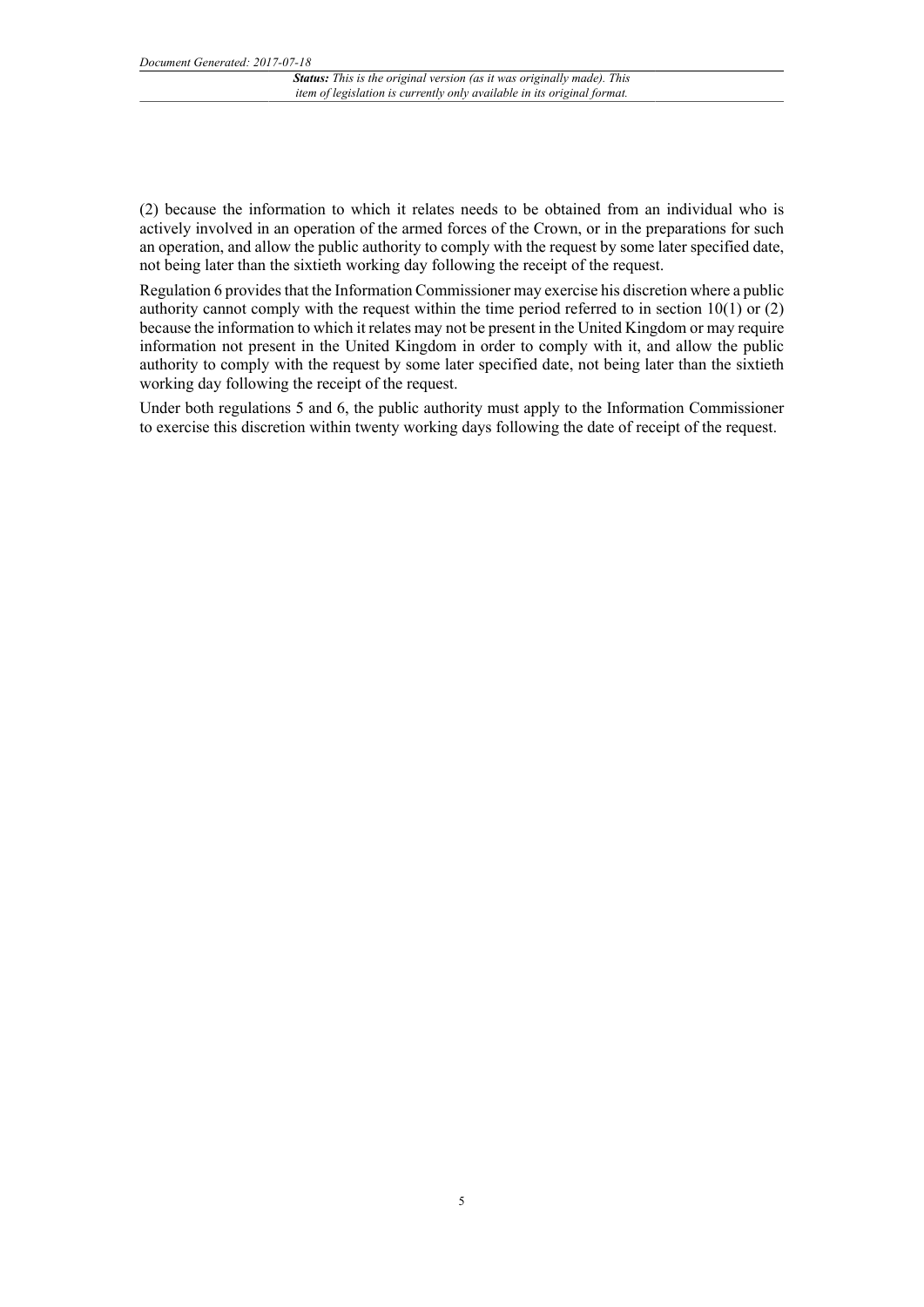(2) because the information to which it relates needs to be obtained from an individual who is actively involved in an operation of the armed forces of the Crown, or in the preparations for such an operation, and allow the public authority to comply with the request by some later specified date, not being later than the sixtieth working day following the receipt of the request.

Regulation 6 provides that the Information Commissioner may exercise his discretion where a public authority cannot comply with the request within the time period referred to in section 10(1) or (2) because the information to which it relates may not be present in the United Kingdom or may require information not present in the United Kingdom in order to comply with it, and allow the public authority to comply with the request by some later specified date, not being later than the sixtieth working day following the receipt of the request.

Under both regulations 5 and 6, the public authority must apply to the Information Commissioner to exercise this discretion within twenty working days following the date of receipt of the request.